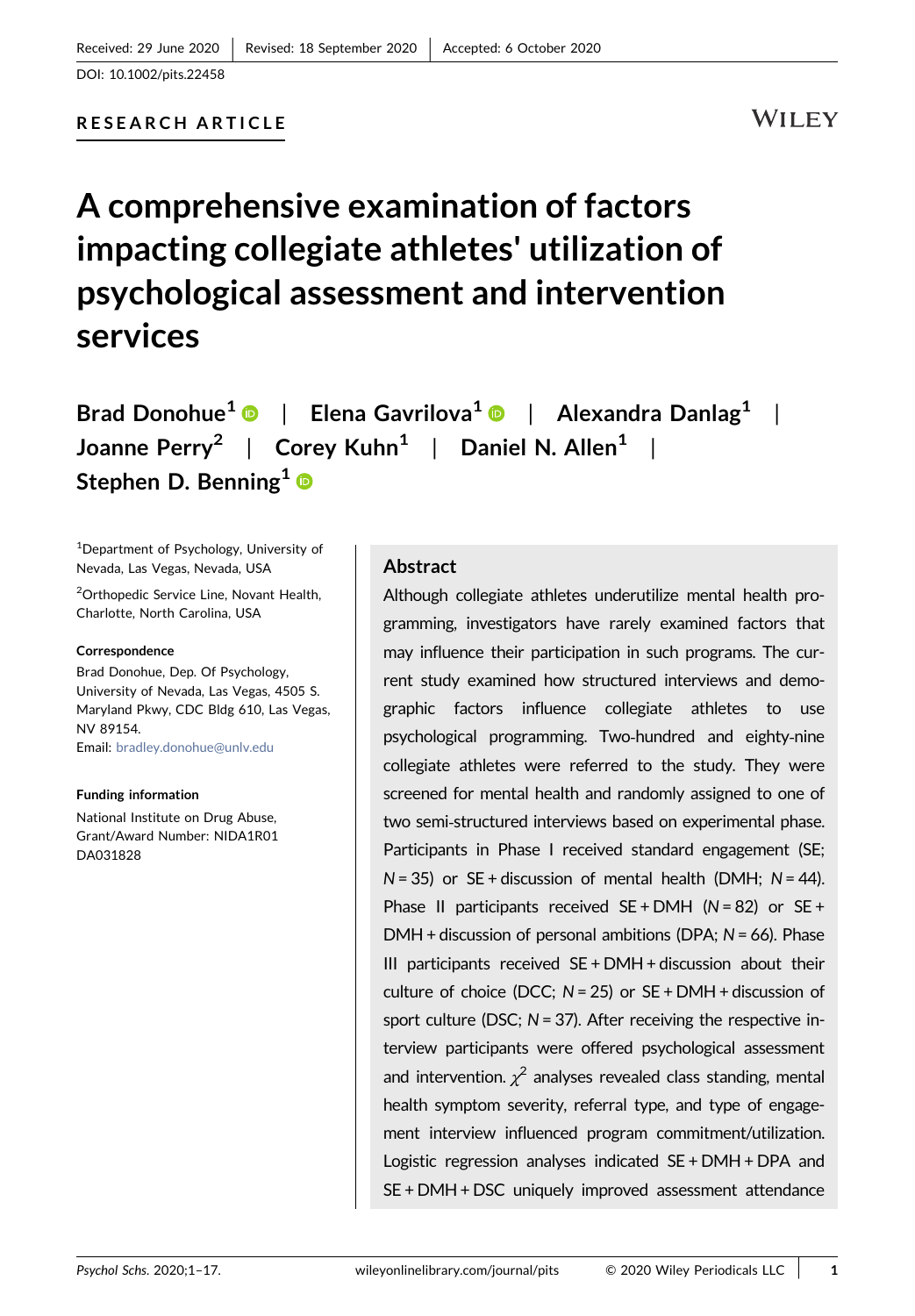Received: 29 June 2020 | Revised: 18 September 2020 | Accepted: 6 October 2020

DOI: 10.1002/pits.22458

RESEARCH ARTICLE

# A comprehensive examination of factors impacting collegiate athletes' utilization of psychological assessment and intervention services

**Brad Donohue**[1] | **Elena Gavrilova**[1] | **Alexandra Danlag**[1] | **Joanne Perry**[2] | **Corey Kuhn**[1] | **Daniel N. Allen**[1] | **Stephen D. Benning**[1]

[1]Department of Psychology, University of Nevada, Las Vegas, Nevada, USA

[2]Orthopedic Service Line, Novant Health, Charlotte, North Carolina, USA

**Correspondence**

Brad Donohue, Dep. Of Psychology, University of Nevada, Las Vegas, 4505 S. Maryland Pkwy, CDC Bldg 610, Las Vegas, NV 89154.

Email: bradley.donohue@unlv.edu

**Funding information**

National Institute on Drug Abuse, Grant/Award Number: NIDA1R01 DA031828

## Abstract

Although collegiate athletes underutilize mental health programming, investigators have rarely examined factors that may influence their participation in such programs. The current study examined how structured interviews and demographic factors influence collegiate athletes to use psychological programming. Two-hundred and eighty-nine collegiate athletes were referred to the study. They were screened for mental health and randomly assigned to one of two semi-structured interviews based on experimental phase. Participants in Phase I received standard engagement (SE; $N = 35$) or SE + discussion of mental health (DMH; $N = 44$). Phase II participants received SE + DMH ($N = 82$) or SE + DMH + discussion of personal ambitions (DPA; $N = 66$). Phase III participants received SE + DMH + discussion about their culture of choice (DCC; $N = 25$) or SE + DMH + discussion of sport culture (DSC; $N = 37$). After receiving the respective interview participants were offered psychological assessment and intervention. $\chi^2$ analyses revealed class standing, mental health symptom severity, referral type, and type of engagement interview influenced program commitment/utilization. Logistic regression analyses indicated SE + DMH + DPA and SE + DMH + DSC uniquely improved assessment attendance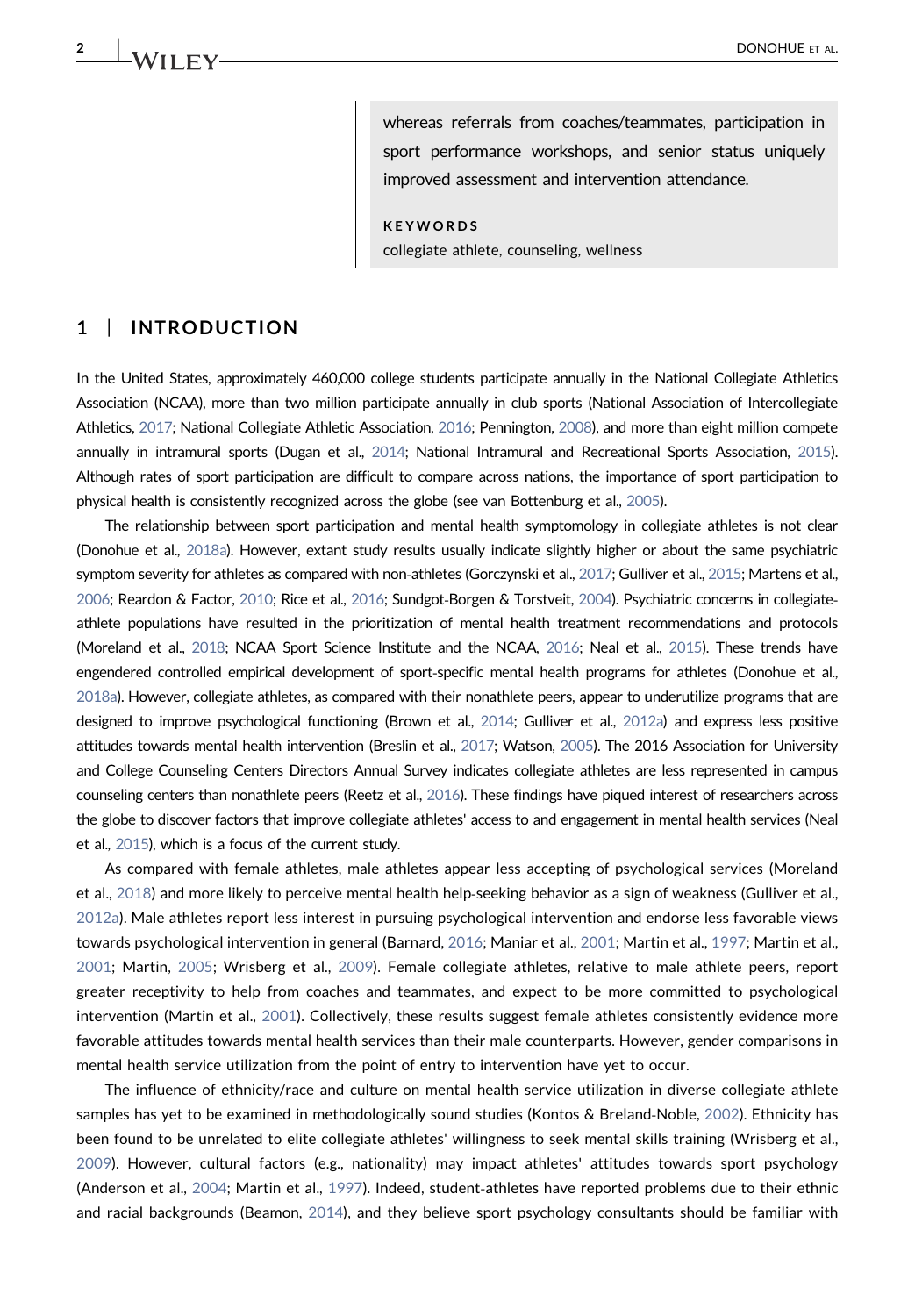whereas referrals from coaches/teammates, participation in sport performance workshops, and senior status uniquely improved assessment and intervention attendance.

**KEYWORDS**

collegiate athlete, counseling, wellness

## 1 | INTRODUCTION

In the United States, approximately 460,000 college students participate annually in the National Collegiate Athletics Association (NCAA), more than two million participate annually in club sports (National Association of Intercollegiate Athletics, 2017; National Collegiate Athletic Association, 2016; Pennington, 2008), and more than eight million compete annually in intramural sports (Dugan et al., 2014; National Intramural and Recreational Sports Association, 2015). Although rates of sport participation are difficult to compare across nations, the importance of sport participation to physical health is consistently recognized across the globe (see van Bottenburg et al., 2005).

The relationship between sport participation and mental health symptomology in collegiate athletes is not clear (Donohue et al., 2018a). However, extant study results usually indicate slightly higher or about the same psychiatric symptom severity for athletes as compared with non-athletes (Gorczynski et al., 2017; Gulliver et al., 2015; Martens et al., 2006; Reardon & Factor, 2010; Rice et al., 2016; Sundgot-Borgen & Torstveit, 2004). Psychiatric concerns in collegiate-athlete populations have resulted in the prioritization of mental health treatment recommendations and protocols (Moreland et al., 2018; NCAA Sport Science Institute and the NCAA, 2016; Neal et al., 2015). These trends have engendered controlled empirical development of sport-specific mental health programs for athletes (Donohue et al., 2018a). However, collegiate athletes, as compared with their nonathlete peers, appear to underutilize programs that are designed to improve psychological functioning (Brown et al., 2014; Gulliver et al., 2012a) and express less positive attitudes towards mental health intervention (Breslin et al., 2017; Watson, 2005). The 2016 Association for University and College Counseling Centers Directors Annual Survey indicates collegiate athletes are less represented in campus counseling centers than nonathlete peers (Reetz et al., 2016). These findings have piqued interest of researchers across the globe to discover factors that improve collegiate athletes' access to and engagement in mental health services (Neal et al., 2015), which is a focus of the current study.

As compared with female athletes, male athletes appear less accepting of psychological services (Moreland et al., 2018) and more likely to perceive mental health help-seeking behavior as a sign of weakness (Gulliver et al., 2012a). Male athletes report less interest in pursuing psychological intervention and endorse less favorable views towards psychological intervention in general (Barnard, 2016; Maniar et al., 2001; Martin et al., 1997; Martin et al., 2001; Martin, 2005; Wrisberg et al., 2009). Female collegiate athletes, relative to male athlete peers, report greater receptivity to help from coaches and teammates, and expect to be more committed to psychological intervention (Martin et al., 2001). Collectively, these results suggest female athletes consistently evidence more favorable attitudes towards mental health services than their male counterparts. However, gender comparisons in mental health service utilization from the point of entry to intervention have yet to occur.

The influence of ethnicity/race and culture on mental health service utilization in diverse collegiate athlete samples has yet to be examined in methodologically sound studies (Kontos & Breland-Noble, 2002). Ethnicity has been found to be unrelated to elite collegiate athletes' willingness to seek mental skills training (Wrisberg et al., 2009). However, cultural factors (e.g., nationality) may impact athletes' attitudes towards sport psychology (Anderson et al., 2004; Martin et al., 1997). Indeed, student-athletes have reported problems due to their ethnic and racial backgrounds (Beamon, 2014), and they believe sport psychology consultants should be familiar with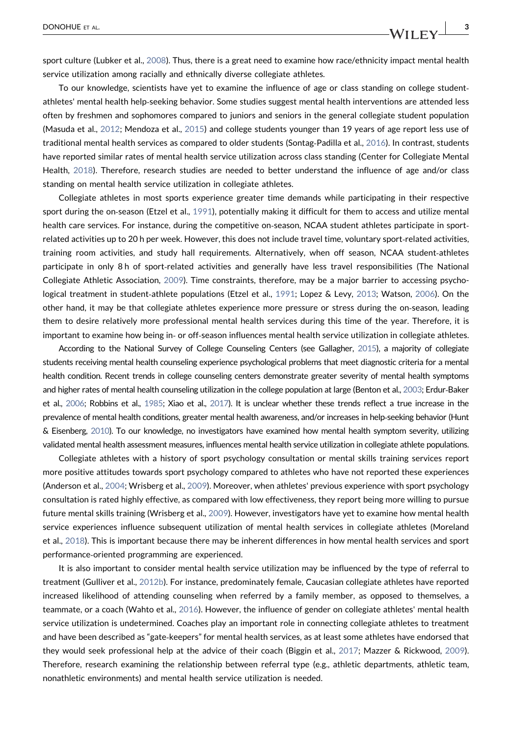sport culture (Lubker et al., 2008). Thus, there is a great need to examine how race/ethnicity impact mental health service utilization among racially and ethnically diverse collegiate athletes.

To our knowledge, scientists have yet to examine the influence of age or class standing on college student-athletes' mental health help-seeking behavior. Some studies suggest mental health interventions are attended less often by freshmen and sophomores compared to juniors and seniors in the general collegiate student population (Masuda et al., 2012; Mendoza et al., 2015) and college students younger than 19 years of age report less use of traditional mental health services as compared to older students (Sontag-Padilla et al., 2016). In contrast, students have reported similar rates of mental health service utilization across class standing (Center for Collegiate Mental Health, 2018). Therefore, research studies are needed to better understand the influence of age and/or class standing on mental health service utilization in collegiate athletes.

Collegiate athletes in most sports experience greater time demands while participating in their respective sport during the on-season (Etzel et al., 1991), potentially making it difficult for them to access and utilize mental health care services. For instance, during the competitive on-season, NCAA student athletes participate in sport-related activities up to 20 h per week. However, this does not include travel time, voluntary sport-related activities, training room activities, and study hall requirements. Alternatively, when off season, NCAA student-athletes participate in only 8 h of sport-related activities and generally have less travel responsibilities (The National Collegiate Athletic Association, 2009). Time constraints, therefore, may be a major barrier to accessing psychological treatment in student-athlete populations (Etzel et al., 1991; Lopez & Levy, 2013; Watson, 2006). On the other hand, it may be that collegiate athletes experience more pressure or stress during the on-season, leading them to desire relatively more professional mental health services during this time of the year. Therefore, it is important to examine how being in- or off-season influences mental health service utilization in collegiate athletes.

According to the National Survey of College Counseling Centers (see Gallagher, 2015), a majority of collegiate students receiving mental health counseling experience psychological problems that meet diagnostic criteria for a mental health condition. Recent trends in college counseling centers demonstrate greater severity of mental health symptoms and higher rates of mental health counseling utilization in the college population at large (Benton et al., 2003; Erdur-Baker et al., 2006; Robbins et al., 1985; Xiao et al., 2017). It is unclear whether these trends reflect a true increase in the prevalence of mental health conditions, greater mental health awareness, and/or increases in help-seeking behavior (Hunt & Eisenberg, 2010). To our knowledge, no investigators have examined how mental health symptom severity, utilizing validated mental health assessment measures, influences mental health service utilization in collegiate athlete populations.

Collegiate athletes with a history of sport psychology consultation or mental skills training services report more positive attitudes towards sport psychology compared to athletes who have not reported these experiences (Anderson et al., 2004; Wrisberg et al., 2009). Moreover, when athletes' previous experience with sport psychology consultation is rated highly effective, as compared with low effectiveness, they report being more willing to pursue future mental skills training (Wrisberg et al., 2009). However, investigators have yet to examine how mental health service experiences influence subsequent utilization of mental health services in collegiate athletes (Moreland et al., 2018). This is important because there may be inherent differences in how mental health services and sport performance-oriented programming are experienced.

It is also important to consider mental health service utilization may be influenced by the type of referral to treatment (Gulliver et al., 2012b). For instance, predominately female, Caucasian collegiate athletes have reported increased likelihood of attending counseling when referred by a family member, as opposed to themselves, a teammate, or a coach (Wahto et al., 2016). However, the influence of gender on collegiate athletes' mental health service utilization is undetermined. Coaches play an important role in connecting collegiate athletes to treatment and have been described as "gate-keepers" for mental health services, as at least some athletes have endorsed that they would seek professional help at the advice of their coach (Biggin et al., 2017; Mazzer & Rickwood, 2009). Therefore, research examining the relationship between referral type (e.g., athletic departments, athletic team, nonathletic environments) and mental health service utilization is needed.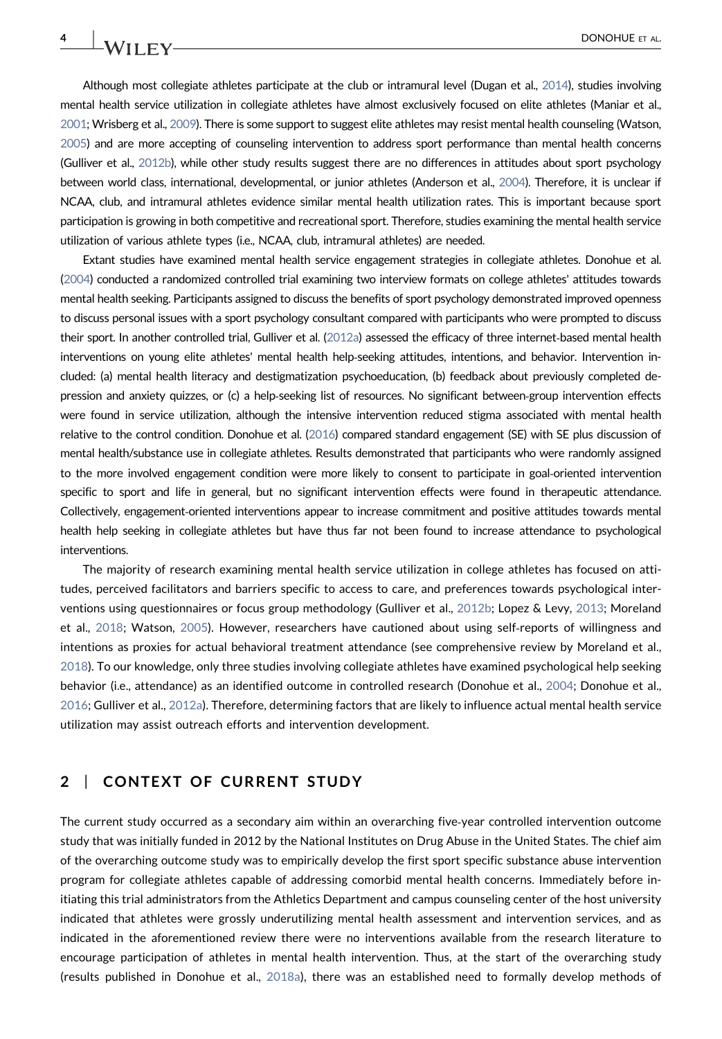Although most collegiate athletes participate at the club or intramural level (Dugan et al., 2014), studies involving mental health service utilization in collegiate athletes have almost exclusively focused on elite athletes (Maniar et al., 2001; Wrisberg et al., 2009). There is some support to suggest elite athletes may resist mental health counseling (Watson, 2005) and are more accepting of counseling intervention to address sport performance than mental health concerns (Gulliver et al., 2012b), while other study results suggest there are no differences in attitudes about sport psychology between world class, international, developmental, or junior athletes (Anderson et al., 2004). Therefore, it is unclear if NCAA, club, and intramural athletes evidence similar mental health utilization rates. This is important because sport participation is growing in both competitive and recreational sport. Therefore, studies examining the mental health service utilization of various athlete types (i.e., NCAA, club, intramural athletes) are needed.

Extant studies have examined mental health service engagement strategies in collegiate athletes. Donohue et al. (2004) conducted a randomized controlled trial examining two interview formats on college athletes' attitudes towards mental health seeking. Participants assigned to discuss the benefits of sport psychology demonstrated improved openness to discuss personal issues with a sport psychology consultant compared with participants who were prompted to discuss their sport. In another controlled trial, Gulliver et al. (2012a) assessed the efficacy of three internet-based mental health interventions on young elite athletes' mental health help-seeking attitudes, intentions, and behavior. Intervention included: (a) mental health literacy and destigmatization psychoeducation, (b) feedback about previously completed depression and anxiety quizzes, or (c) a help-seeking list of resources. No significant between-group intervention effects were found in service utilization, although the intensive intervention reduced stigma associated with mental health relative to the control condition. Donohue et al. (2016) compared standard engagement (SE) with SE plus discussion of mental health/substance use in collegiate athletes. Results demonstrated that participants who were randomly assigned to the more involved engagement condition were more likely to consent to participate in goal-oriented intervention specific to sport and life in general, but no significant intervention effects were found in therapeutic attendance. Collectively, engagement-oriented interventions appear to increase commitment and positive attitudes towards mental health help seeking in collegiate athletes but have thus far not been found to increase attendance to psychological interventions.

The majority of research examining mental health service utilization in college athletes has focused on attitudes, perceived facilitators and barriers specific to access to care, and preferences towards psychological interventions using questionnaires or focus group methodology (Gulliver et al., 2012b; Lopez & Levy, 2013; Moreland et al., 2018; Watson, 2005). However, researchers have cautioned about using self-reports of willingness and intentions as proxies for actual behavioral treatment attendance (see comprehensive review by Moreland et al., 2018). To our knowledge, only three studies involving collegiate athletes have examined psychological help seeking behavior (i.e., attendance) as an identified outcome in controlled research (Donohue et al., 2004; Donohue et al., 2016; Gulliver et al., 2012a). Therefore, determining factors that are likely to influence actual mental health service utilization may assist outreach efforts and intervention development.

## 2 | CONTEXT OF CURRENT STUDY

The current study occurred as a secondary aim within an overarching five-year controlled intervention outcome study that was initially funded in 2012 by the National Institutes on Drug Abuse in the United States. The chief aim of the overarching outcome study was to empirically develop the first sport specific substance abuse intervention program for collegiate athletes capable of addressing comorbid mental health concerns. Immediately before initiating this trial administrators from the Athletics Department and campus counseling center of the host university indicated that athletes were grossly underutilizing mental health assessment and intervention services, and as indicated in the aforementioned review there were no interventions available from the research literature to encourage participation of athletes in mental health intervention. Thus, at the start of the overarching study (results published in Donohue et al., 2018a), there was an established need to formally develop methods of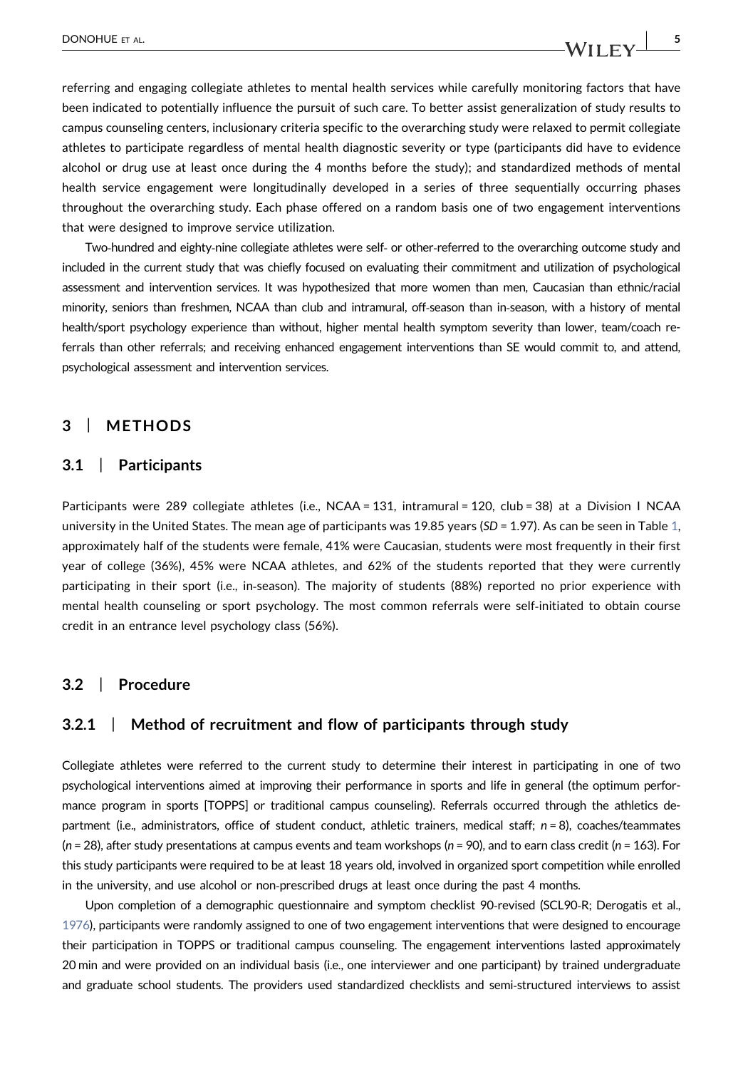referring and engaging collegiate athletes to mental health services while carefully monitoring factors that have been indicated to potentially influence the pursuit of such care. To better assist generalization of study results to campus counseling centers, inclusionary criteria specific to the overarching study were relaxed to permit collegiate athletes to participate regardless of mental health diagnostic severity or type (participants did have to evidence alcohol or drug use at least once during the 4 months before the study); and standardized methods of mental health service engagement were longitudinally developed in a series of three sequentially occurring phases throughout the overarching study. Each phase offered on a random basis one of two engagement interventions that were designed to improve service utilization.

Two-hundred and eighty-nine collegiate athletes were self- or other-referred to the overarching outcome study and included in the current study that was chiefly focused on evaluating their commitment and utilization of psychological assessment and intervention services. It was hypothesized that more women than men, Caucasian than ethnic/racial minority, seniors than freshmen, NCAA than club and intramural, off-season than in-season, with a history of mental health/sport psychology experience than without, higher mental health symptom severity than lower, team/coach referrals than other referrals; and receiving enhanced engagement interventions than SE would commit to, and attend, psychological assessment and intervention services.

## 3 | METHODS

### 3.1 | Participants

Participants were 289 collegiate athletes (i.e., NCAA = 131, intramural = 120, club = 38) at a Division I NCAA university in the United States. The mean age of participants was 19.85 years (*SD* = 1.97). As can be seen in Table 1, approximately half of the students were female, 41% were Caucasian, students were most frequently in their first year of college (36%), 45% were NCAA athletes, and 62% of the students reported that they were currently participating in their sport (i.e., in-season). The majority of students (88%) reported no prior experience with mental health counseling or sport psychology. The most common referrals were self-initiated to obtain course credit in an entrance level psychology class (56%).

### 3.2 | Procedure

#### 3.2.1 | Method of recruitment and flow of participants through study

Collegiate athletes were referred to the current study to determine their interest in participating in one of two psychological interventions aimed at improving their performance in sports and life in general (the optimum performance program in sports [TOPPS] or traditional campus counseling). Referrals occurred through the athletics department (i.e., administrators, office of student conduct, athletic trainers, medical staff; *n* = 8), coaches/teammates (*n* = 28), after study presentations at campus events and team workshops (*n* = 90), and to earn class credit (*n* = 163). For this study participants were required to be at least 18 years old, involved in organized sport competition while enrolled in the university, and use alcohol or non-prescribed drugs at least once during the past 4 months.

Upon completion of a demographic questionnaire and symptom checklist 90-revised (SCL90-R; Derogatis et al., 1976), participants were randomly assigned to one of two engagement interventions that were designed to encourage their participation in TOPPS or traditional campus counseling. The engagement interventions lasted approximately 20 min and were provided on an individual basis (i.e., one interviewer and one participant) by trained undergraduate and graduate school students. The providers used standardized checklists and semi-structured interviews to assist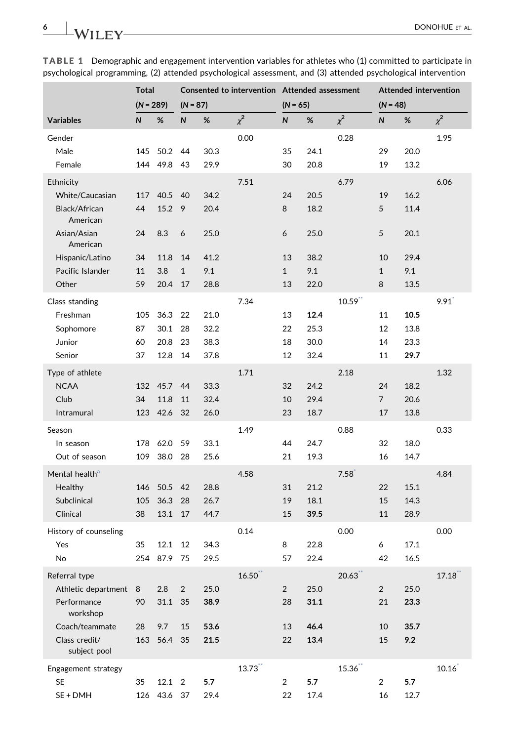**TABLE 1** Demographic and engagement intervention variables for athletes who (1) committed to participate in psychological programming, (2) attended psychological assessment, and (3) attended psychological intervention

| | Total (N = 289) | | Consented to intervention (N = 87) | | | Attended assessment (N = 65) | | | Attended intervention (N = 48) | | |
|---|---|---|---|---|---|---|---|---|---|---|---|
| Variables | N | % | N | % | $\chi^2$ | N | % | $\chi^2$ | N | % | $\chi^2$ |
| Gender | | | | | 0.00 | | | 0.28 | | | 1.95 |
| Male | 145 | 50.2 | 44 | 30.3 | | 35 | 24.1 | | 29 | 20.0 | |
| Female | 144 | 49.8 | 43 | 29.9 | | 30 | 20.8 | | 19 | 13.2 | |
| Ethnicity | | | | | 7.51 | | | 6.79 | | | 6.06 |
| White/Caucasian | 117 | 40.5 | 40 | 34.2 | | 24 | 20.5 | | 19 | 16.2 | |
| Black/African American | 44 | 15.2 | 9 | 20.4 | | 8 | 18.2 | | 5 | 11.4 | |
| Asian/Asian American | 24 | 8.3 | 6 | 25.0 | | 6 | 25.0 | | 5 | 20.1 | |
| Hispanic/Latino | 34 | 11.8 | 14 | 41.2 | | 13 | 38.2 | | 10 | 29.4 | |
| Pacific Islander | 11 | 3.8 | 1 | 9.1 | | 1 | 9.1 | | 1 | 9.1 | |
| Other | 59 | 20.4 | 17 | 28.8 | | 13 | 22.0 | | 8 | 13.5 | |
| Class standing | | | | | 7.34 | | | 10.59** | | | 9.91* |
| Freshman | 105 | 36.3 | 22 | 21.0 | | 13 | **12.4** | | 11 | **10.5** | |
| Sophomore | 87 | 30.1 | 28 | 32.2 | | 22 | 25.3 | | 12 | 13.8 | |
| Junior | 60 | 20.8 | 23 | 38.3 | | 18 | 30.0 | | 14 | 23.3 | |
| Senior | 37 | 12.8 | 14 | 37.8 | | 12 | 32.4 | | 11 | **29.7** | |
| Type of athlete | | | | | 1.71 | | | 2.18 | | | 1.32 |
| NCAA | 132 | 45.7 | 44 | 33.3 | | 32 | 24.2 | | 24 | 18.2 | |
| Club | 34 | 11.8 | 11 | 32.4 | | 10 | 29.4 | | 7 | 20.6 | |
| Intramural | 123 | 42.6 | 32 | 26.0 | | 23 | 18.7 | | 17 | 13.8 | |
| Season | | | | | 1.49 | | | 0.88 | | | 0.33 |
| In season | 178 | 62.0 | 59 | 33.1 | | 44 | 24.7 | | 32 | 18.0 | |
| Out of season | 109 | 38.0 | 28 | 25.6 | | 21 | 19.3 | | 16 | 14.7 | |
| Mental health[a] | | | | | 4.58 | | | 7.58* | | | 4.84 |
| Healthy | 146 | 50.5 | 42 | 28.8 | | 31 | 21.2 | | 22 | 15.1 | |
| Subclinical | 105 | 36.3 | 28 | 26.7 | | 19 | 18.1 | | 15 | 14.3 | |
| Clinical | 38 | 13.1 | 17 | 44.7 | | 15 | **39.5** | | 11 | 28.9 | |
| History of counseling | | | | | 0.14 | | | 0.00 | | | 0.00 |
| Yes | 35 | 12.1 | 12 | 34.3 | | 8 | 22.8 | | 6 | 17.1 | |
| No | 254 | 87.9 | 75 | 29.5 | | 57 | 22.4 | | 42 | 16.5 | |
| Referral type | | | | | 16.50** | | | 20.63** | | | 17.18** |
| Athletic department | 8 | 2.8 | 2 | 25.0 | | 2 | 25.0 | | 2 | 25.0 | |
| Performance workshop | 90 | 31.1 | 35 | **38.9** | | 28 | **31.1** | | 21 | **23.3** | |
| Coach/teammate | 28 | 9.7 | 15 | **53.6** | | 13 | **46.4** | | 10 | **35.7** | |
| Class credit/ subject pool | 163 | 56.4 | 35 | **21.5** | | 22 | **13.4** | | 15 | **9.2** | |
| Engagement strategy | | | | | 13.73** | | | 15.36** | | | 10.16* |
| SE | 35 | 12.1 | 2 | **5.7** | | 2 | **5.7** | | 2 | **5.7** | |
| SE + DMH | 126 | 43.6 | 37 | 29.4 | | 22 | 17.4 | | 16 | 12.7 | |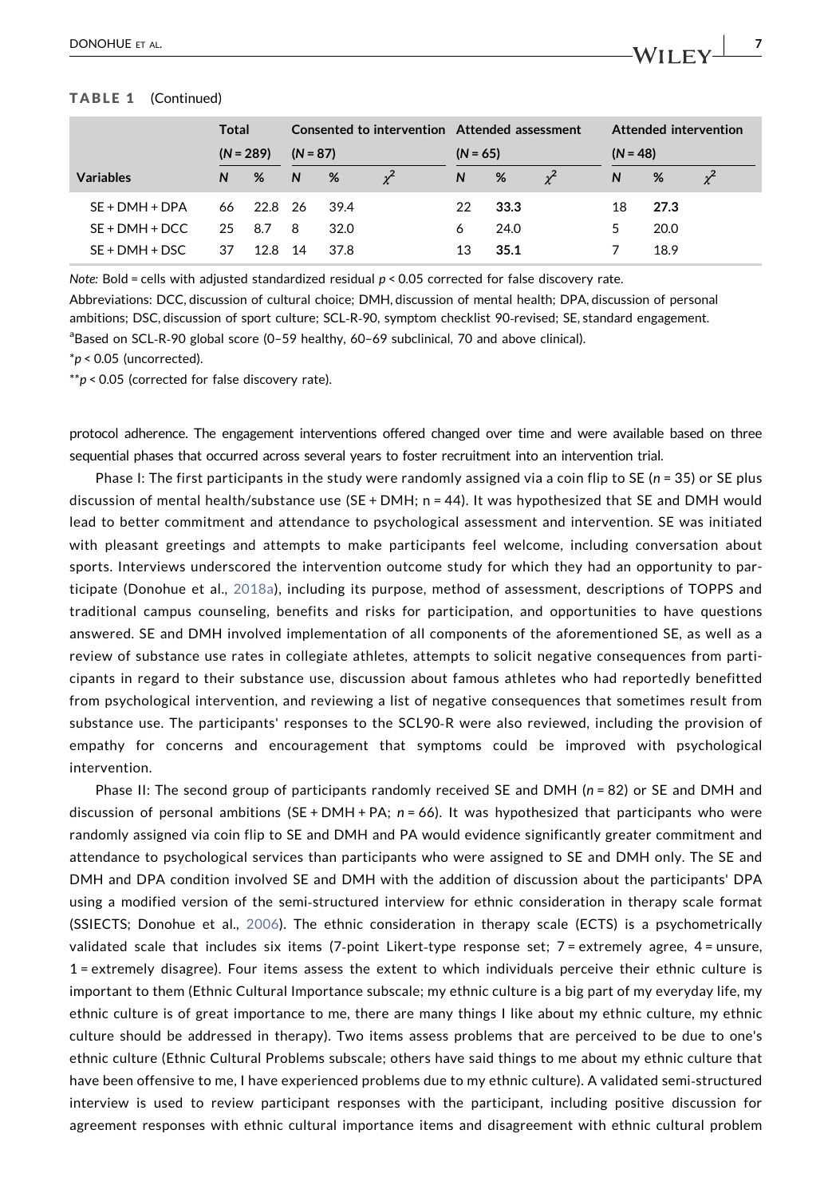**TABLE 1** (Continued)

| Variables | Total | | Consented to intervention | | | Attended assessment | | | Attended intervention | | |
|---|---|---|---|---|---|---|---|---|---|---|---|
| | (N = 289) | | (N = 87) | | | (N = 65) | | | (N = 48) | | |
| | N | % | N | % | $\chi^2$ | N | % | $\chi^2$ | N | % | $\chi^2$ |
| SE + DMH + DPA | 66 | 22.8 | 26 | 39.4 | | 22 | **33.3** | | 18 | **27.3** | |
| SE + DMH + DCC | 25 | 8.7 | 8 | 32.0 | | 6 | 24.0 | | 5 | 20.0 | |
| SE + DMH + DSC | 37 | 12.8 | 14 | 37.8 | | 13 | **35.1** | | 7 | 18.9 | |

*Note:* Bold = cells with adjusted standardized residual $p < 0.05$ corrected for false discovery rate.

Abbreviations: DCC, discussion of cultural choice; DMH, discussion of mental health; DPA, discussion of personal ambitions; DSC, discussion of sport culture; SCL-R-90, symptom checklist 90-revised; SE, standard engagement.

[a]Based on SCL-R-90 global score (0–59 healthy, 60–69 subclinical, 70 and above clinical).

*$p < 0.05$ (uncorrected).

**$p < 0.05$ (corrected for false discovery rate).

protocol adherence. The engagement interventions offered changed over time and were available based on three sequential phases that occurred across several years to foster recruitment into an intervention trial.

Phase I: The first participants in the study were randomly assigned via a coin flip to SE ($n$ = 35) or SE plus discussion of mental health/substance use (SE + DMH; n = 44). It was hypothesized that SE and DMH would lead to better commitment and attendance to psychological assessment and intervention. SE was initiated with pleasant greetings and attempts to make participants feel welcome, including conversation about sports. Interviews underscored the intervention outcome study for which they had an opportunity to participate (Donohue et al., 2018a), including its purpose, method of assessment, descriptions of TOPPS and traditional campus counseling, benefits and risks for participation, and opportunities to have questions answered. SE and DMH involved implementation of all components of the aforementioned SE, as well as a review of substance use rates in collegiate athletes, attempts to solicit negative consequences from participants in regard to their substance use, discussion about famous athletes who had reportedly benefitted from psychological intervention, and reviewing a list of negative consequences that sometimes result from substance use. The participants' responses to the SCL90-R were also reviewed, including the provision of empathy for concerns and encouragement that symptoms could be improved with psychological intervention.

Phase II: The second group of participants randomly received SE and DMH ($n$ = 82) or SE and DMH and discussion of personal ambitions (SE + DMH + PA; $n$ = 66). It was hypothesized that participants who were randomly assigned via coin flip to SE and DMH and PA would evidence significantly greater commitment and attendance to psychological services than participants who were assigned to SE and DMH only. The SE and DMH and DPA condition involved SE and DMH with the addition of discussion about the participants' DPA using a modified version of the semi-structured interview for ethnic consideration in therapy scale format (SSIECTS; Donohue et al., 2006). The ethnic consideration in therapy scale (ECTS) is a psychometrically validated scale that includes six items (7-point Likert-type response set; 7 = extremely agree, 4 = unsure, 1 = extremely disagree). Four items assess the extent to which individuals perceive their ethnic culture is important to them (Ethnic Cultural Importance subscale; my ethnic culture is a big part of my everyday life, my ethnic culture is of great importance to me, there are many things I like about my ethnic culture, my ethnic culture should be addressed in therapy). Two items assess problems that are perceived to be due to one's ethnic culture (Ethnic Cultural Problems subscale; others have said things to me about my ethnic culture that have been offensive to me, I have experienced problems due to my ethnic culture). A validated semi-structured interview is used to review participant responses with the participant, including positive discussion for agreement responses with ethnic cultural importance items and disagreement with ethnic cultural problem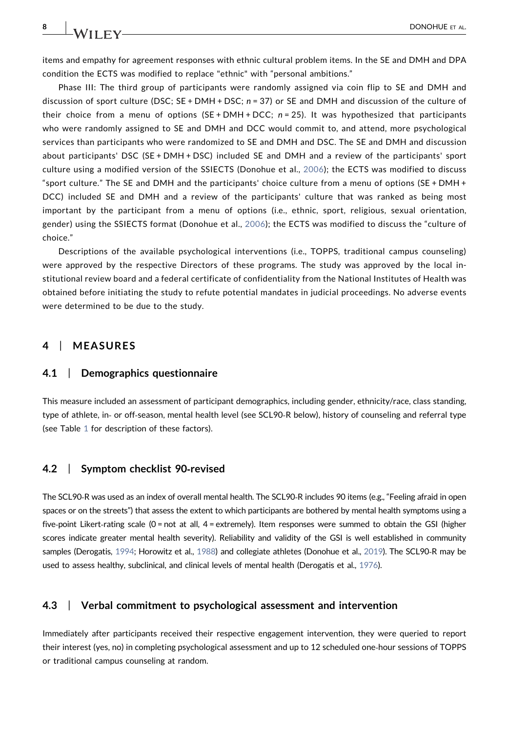items and empathy for agreement responses with ethnic cultural problem items. In the SE and DMH and DPA condition the ECTS was modified to replace "ethnic" with "personal ambitions."

Phase III: The third group of participants were randomly assigned via coin flip to SE and DMH and discussion of sport culture (DSC; SE + DMH + DSC; *n* = 37) or SE and DMH and discussion of the culture of their choice from a menu of options (SE + DMH + DCC; *n* = 25). It was hypothesized that participants who were randomly assigned to SE and DMH and DCC would commit to, and attend, more psychological services than participants who were randomized to SE and DMH and DSC. The SE and DMH and discussion about participants' DSC (SE + DMH + DSC) included SE and DMH and a review of the participants' sport culture using a modified version of the SSIECTS (Donohue et al., 2006); the ECTS was modified to discuss "sport culture." The SE and DMH and the participants' choice culture from a menu of options (SE + DMH + DCC) included SE and DMH and a review of the participants' culture that was ranked as being most important by the participant from a menu of options (i.e., ethnic, sport, religious, sexual orientation, gender) using the SSIECTS format (Donohue et al., 2006); the ECTS was modified to discuss the "culture of choice."

Descriptions of the available psychological interventions (i.e., TOPPS, traditional campus counseling) were approved by the respective Directors of these programs. The study was approved by the local institutional review board and a federal certificate of confidentiality from the National Institutes of Health was obtained before initiating the study to refute potential mandates in judicial proceedings. No adverse events were determined to be due to the study.

## 4 | MEASURES

### 4.1 | Demographics questionnaire

This measure included an assessment of participant demographics, including gender, ethnicity/race, class standing, type of athlete, in- or off-season, mental health level (see SCL90-R below), history of counseling and referral type (see Table 1 for description of these factors).

### 4.2 | Symptom checklist 90-revised

The SCL90-R was used as an index of overall mental health. The SCL90-R includes 90 items (e.g., "Feeling afraid in open spaces or on the streets") that assess the extent to which participants are bothered by mental health symptoms using a five-point Likert-rating scale (0 = not at all, 4 = extremely). Item responses were summed to obtain the GSI (higher scores indicate greater mental health severity). Reliability and validity of the GSI is well established in community samples (Derogatis, 1994; Horowitz et al., 1988) and collegiate athletes (Donohue et al., 2019). The SCL90-R may be used to assess healthy, subclinical, and clinical levels of mental health (Derogatis et al., 1976).

### 4.3 | Verbal commitment to psychological assessment and intervention

Immediately after participants received their respective engagement intervention, they were queried to report their interest (yes, no) in completing psychological assessment and up to 12 scheduled one-hour sessions of TOPPS or traditional campus counseling at random.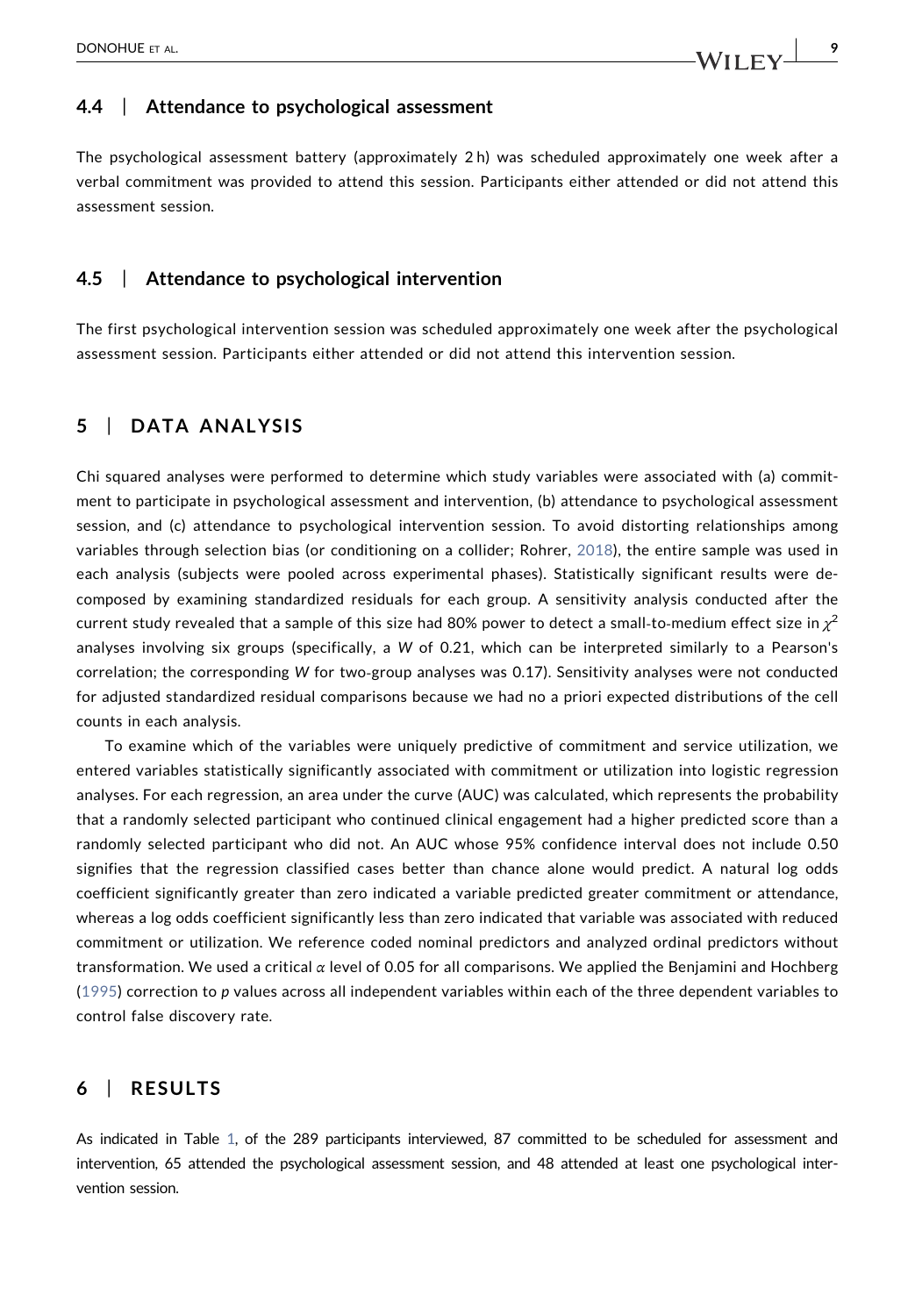### 4.4 | Attendance to psychological assessment

The psychological assessment battery (approximately 2 h) was scheduled approximately one week after a verbal commitment was provided to attend this session. Participants either attended or did not attend this assessment session.

### 4.5 | Attendance to psychological intervention

The first psychological intervention session was scheduled approximately one week after the psychological assessment session. Participants either attended or did not attend this intervention session.

## 5 | DATA ANALYSIS

Chi squared analyses were performed to determine which study variables were associated with (a) commitment to participate in psychological assessment and intervention, (b) attendance to psychological assessment session, and (c) attendance to psychological intervention session. To avoid distorting relationships among variables through selection bias (or conditioning on a collider; Rohrer, 2018), the entire sample was used in each analysis (subjects were pooled across experimental phases). Statistically significant results were decomposed by examining standardized residuals for each group. A sensitivity analysis conducted after the current study revealed that a sample of this size had 80% power to detect a small-to-medium effect size in $\chi^2$ analyses involving six groups (specifically, a $W$ of 0.21, which can be interpreted similarly to a Pearson's correlation; the corresponding $W$ for two-group analyses was 0.17). Sensitivity analyses were not conducted for adjusted standardized residual comparisons because we had no a priori expected distributions of the cell counts in each analysis.

To examine which of the variables were uniquely predictive of commitment and service utilization, we entered variables statistically significantly associated with commitment or utilization into logistic regression analyses. For each regression, an area under the curve (AUC) was calculated, which represents the probability that a randomly selected participant who continued clinical engagement had a higher predicted score than a randomly selected participant who did not. An AUC whose 95% confidence interval does not include 0.50 signifies that the regression classified cases better than chance alone would predict. A natural log odds coefficient significantly greater than zero indicated a variable predicted greater commitment or attendance, whereas a log odds coefficient significantly less than zero indicated that variable was associated with reduced commitment or utilization. We reference coded nominal predictors and analyzed ordinal predictors without transformation. We used a critical $\alpha$ level of 0.05 for all comparisons. We applied the Benjamini and Hochberg (1995) correction to $p$ values across all independent variables within each of the three dependent variables to control false discovery rate.

## 6 | RESULTS

As indicated in Table 1, of the 289 participants interviewed, 87 committed to be scheduled for assessment and intervention, 65 attended the psychological assessment session, and 48 attended at least one psychological intervention session.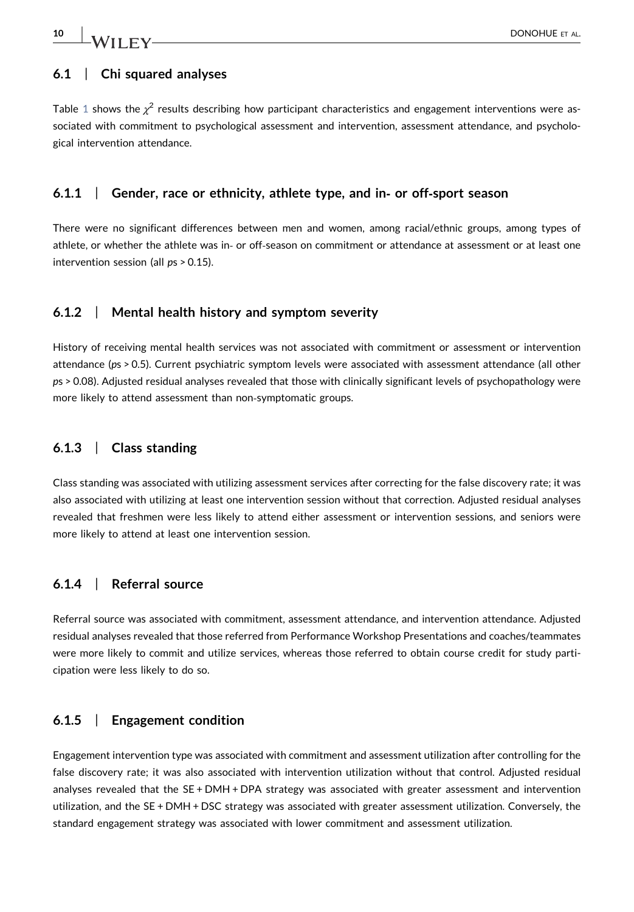### 6.1 | Chi squared analyses

Table 1 shows the $\chi^2$ results describing how participant characteristics and engagement interventions were associated with commitment to psychological assessment and intervention, assessment attendance, and psychological intervention attendance.

#### 6.1.1 | Gender, race or ethnicity, athlete type, and in- or off-sport season

There were no significant differences between men and women, among racial/ethnic groups, among types of athlete, or whether the athlete was in- or off-season on commitment or attendance at assessment or at least one intervention session (all $p$s > 0.15).

#### 6.1.2 | Mental health history and symptom severity

History of receiving mental health services was not associated with commitment or assessment or intervention attendance ($p$s > 0.5). Current psychiatric symptom levels were associated with assessment attendance (all other $p$s > 0.08). Adjusted residual analyses revealed that those with clinically significant levels of psychopathology were more likely to attend assessment than non-symptomatic groups.

#### 6.1.3 | Class standing

Class standing was associated with utilizing assessment services after correcting for the false discovery rate; it was also associated with utilizing at least one intervention session without that correction. Adjusted residual analyses revealed that freshmen were less likely to attend either assessment or intervention sessions, and seniors were more likely to attend at least one intervention session.

#### 6.1.4 | Referral source

Referral source was associated with commitment, assessment attendance, and intervention attendance. Adjusted residual analyses revealed that those referred from Performance Workshop Presentations and coaches/teammates were more likely to commit and utilize services, whereas those referred to obtain course credit for study participation were less likely to do so.

#### 6.1.5 | Engagement condition

Engagement intervention type was associated with commitment and assessment utilization after controlling for the false discovery rate; it was also associated with intervention utilization without that control. Adjusted residual analyses revealed that the SE + DMH + DPA strategy was associated with greater assessment and intervention utilization, and the SE + DMH + DSC strategy was associated with greater assessment utilization. Conversely, the standard engagement strategy was associated with lower commitment and assessment utilization.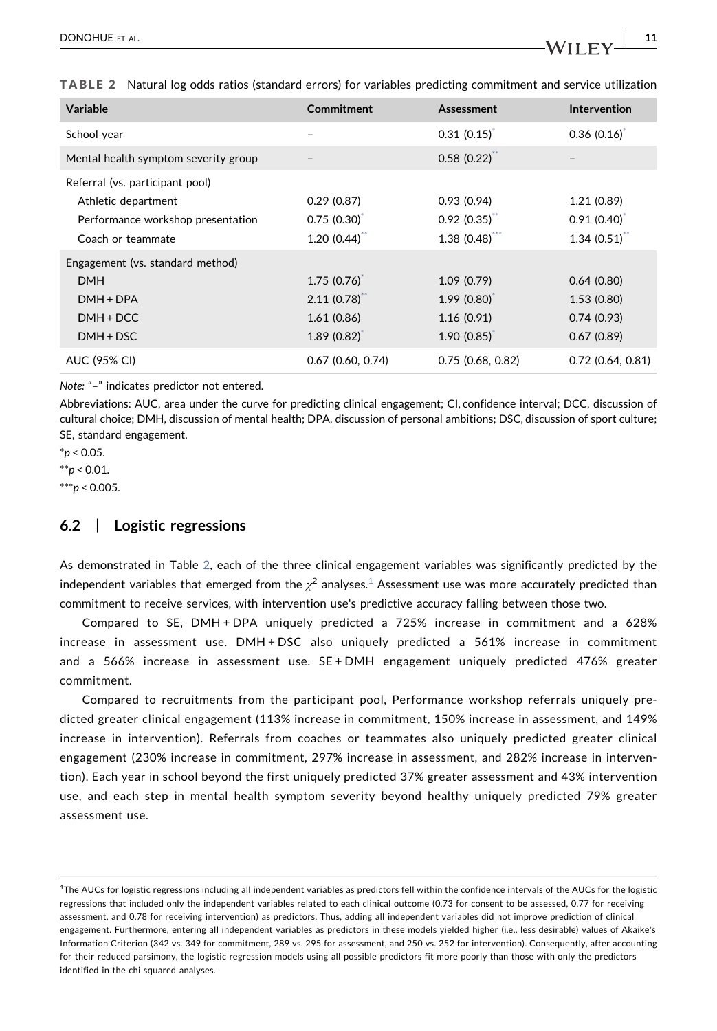**TABLE 2** Natural log odds ratios (standard errors) for variables predicting commitment and service utilization

| Variable | Commitment | Assessment | Intervention |
|---|---|---|---|
| School year | – | 0.31 (0.15)* | 0.36 (0.16)* |
| Mental health symptom severity group | – | 0.58 (0.22)** | – |
| Referral (vs. participant pool) | | | |
| Athletic department | 0.29 (0.87) | 0.93 (0.94) | 1.21 (0.89) |
| Performance workshop presentation | 0.75 (0.30)* | 0.92 (0.35)** | 0.91 (0.40)* |
| Coach or teammate | 1.20 (0.44)** | 1.38 (0.48)*** | 1.34 (0.51)** |
| Engagement (vs. standard method) | | | |
| DMH | 1.75 (0.76)* | 1.09 (0.79) | 0.64 (0.80) |
| DMH + DPA | 2.11 (0.78)** | 1.99 (0.80)* | 1.53 (0.80) |
| DMH + DCC | 1.61 (0.86) | 1.16 (0.91) | 0.74 (0.93) |
| DMH + DSC | 1.89 (0.82)* | 1.90 (0.85)* | 0.67 (0.89) |
| AUC (95% CI) | 0.67 (0.60, 0.74) | 0.75 (0.68, 0.82) | 0.72 (0.64, 0.81) |

*Note:* "–" indicates predictor not entered.

Abbreviations: AUC, area under the curve for predicting clinical engagement; CI, confidence interval; DCC, discussion of cultural choice; DMH, discussion of mental health; DPA, discussion of personal ambitions; DSC, discussion of sport culture; SE, standard engagement.

*$p < 0.05$.

**$p < 0.01$.

***$p < 0.005$.

## 6.2 | Logistic regressions

As demonstrated in Table 2, each of the three clinical engagement variables was significantly predicted by the independent variables that emerged from the $\chi^2$ analyses.[1] Assessment use was more accurately predicted than commitment to receive services, with intervention use's predictive accuracy falling between those two.

Compared to SE, DMH + DPA uniquely predicted a 725% increase in commitment and a 628% increase in assessment use. DMH + DSC also uniquely predicted a 561% increase in commitment and a 566% increase in assessment use. SE + DMH engagement uniquely predicted 476% greater commitment.

Compared to recruitments from the participant pool, Performance workshop referrals uniquely predicted greater clinical engagement (113% increase in commitment, 150% increase in assessment, and 149% increase in intervention). Referrals from coaches or teammates also uniquely predicted greater clinical engagement (230% increase in commitment, 297% increase in assessment, and 282% increase in intervention). Each year in school beyond the first uniquely predicted 37% greater assessment and 43% intervention use, and each step in mental health symptom severity beyond healthy uniquely predicted 79% greater assessment use.

[1]The AUCs for logistic regressions including all independent variables as predictors fell within the confidence intervals of the AUCs for the logistic regressions that included only the independent variables related to each clinical outcome (0.73 for consent to be assessed, 0.77 for receiving assessment, and 0.78 for receiving intervention) as predictors. Thus, adding all independent variables did not improve prediction of clinical engagement. Furthermore, entering all independent variables as predictors in these models yielded higher (i.e., less desirable) values of Akaike's Information Criterion (342 vs. 349 for commitment, 289 vs. 295 for assessment, and 250 vs. 252 for intervention). Consequently, after accounting for their reduced parsimony, the logistic regression models using all possible predictors fit more poorly than those with only the predictors identified in the chi squared analyses.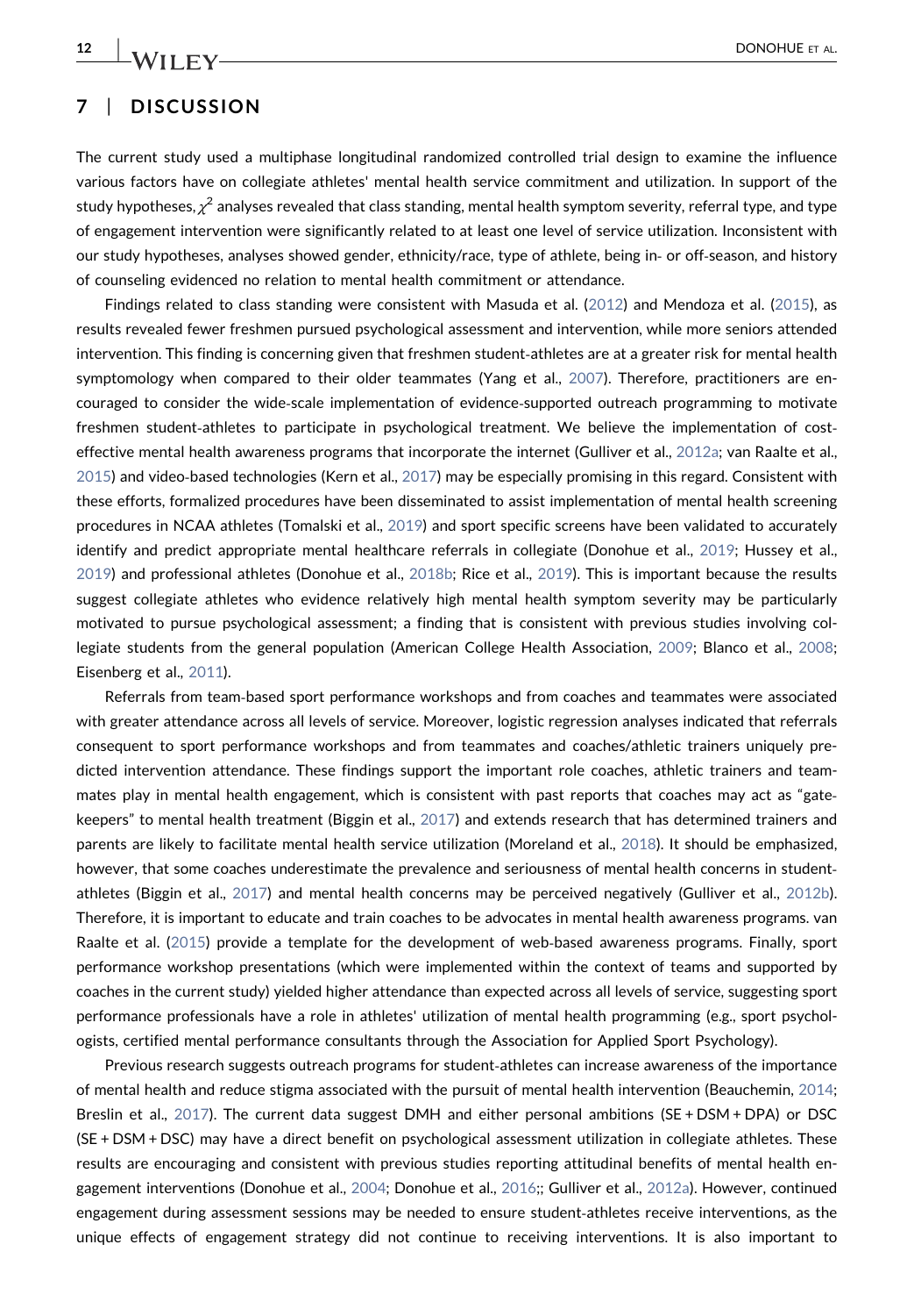## 7 | DISCUSSION

The current study used a multiphase longitudinal randomized controlled trial design to examine the influence various factors have on collegiate athletes' mental health service commitment and utilization. In support of the study hypotheses, $\chi^2$ analyses revealed that class standing, mental health symptom severity, referral type, and type of engagement intervention were significantly related to at least one level of service utilization. Inconsistent with our study hypotheses, analyses showed gender, ethnicity/race, type of athlete, being in- or off-season, and history of counseling evidenced no relation to mental health commitment or attendance.

Findings related to class standing were consistent with Masuda et al. (2012) and Mendoza et al. (2015), as results revealed fewer freshmen pursued psychological assessment and intervention, while more seniors attended intervention. This finding is concerning given that freshmen student-athletes are at a greater risk for mental health symptomatology when compared to their older teammates (Yang et al., 2007). Therefore, practitioners are encouraged to consider the wide-scale implementation of evidence-supported outreach programming to motivate freshmen student-athletes to participate in psychological treatment. We believe the implementation of cost-effective mental health awareness programs that incorporate the internet (Gulliver et al., 2012a; van Raalte et al., 2015) and video-based technologies (Kern et al., 2017) may be especially promising in this regard. Consistent with these efforts, formalized procedures have been disseminated to assist implementation of mental health screening procedures in NCAA athletes (Tomalski et al., 2019) and sport specific screens have been validated to accurately identify and predict appropriate mental healthcare referrals in collegiate (Donohue et al., 2019; Hussey et al., 2019) and professional athletes (Donohue et al., 2018b; Rice et al., 2019). This is important because the results suggest collegiate athletes who evidence relatively high mental health symptom severity may be particularly motivated to pursue psychological assessment; a finding that is consistent with previous studies involving collegiate students from the general population (American College Health Association, 2009; Blanco et al., 2008; Eisenberg et al., 2011).

Referrals from team-based sport performance workshops and from coaches and teammates were associated with greater attendance across all levels of service. Moreover, logistic regression analyses indicated that referrals consequent to sport performance workshops and from teammates and coaches/athletic trainers uniquely predicted intervention attendance. These findings support the important role coaches, athletic trainers and teammates play in mental health engagement, which is consistent with past reports that coaches may act as "gatekeepers" to mental health treatment (Biggin et al., 2017) and extends research that has determined trainers and parents are likely to facilitate mental health service utilization (Moreland et al., 2018). It should be emphasized, however, that some coaches underestimate the prevalence and seriousness of mental health concerns in student-athletes (Biggin et al., 2017) and mental health concerns may be perceived negatively (Gulliver et al., 2012b). Therefore, it is important to educate and train coaches to be advocates in mental health awareness programs. van Raalte et al. (2015) provide a template for the development of web-based awareness programs. Finally, sport performance workshop presentations (which were implemented within the context of teams and supported by coaches in the current study) yielded higher attendance than expected across all levels of service, suggesting sport performance professionals have a role in athletes' utilization of mental health programming (e.g., sport psychologists, certified mental performance consultants through the Association for Applied Sport Psychology).

Previous research suggests outreach programs for student-athletes can increase awareness of the importance of mental health and reduce stigma associated with the pursuit of mental health intervention (Beauchemin, 2014; Breslin et al., 2017). The current data suggest DMH and either personal ambitions (SE + DSM + DPA) or DSC (SE + DSM + DSC) may have a direct benefit on psychological assessment utilization in collegiate athletes. These results are encouraging and consistent with previous studies reporting attitudinal benefits of mental health engagement interventions (Donohue et al., 2004; Donohue et al., 2016;; Gulliver et al., 2012a). However, continued engagement during assessment sessions may be needed to ensure student-athletes receive interventions, as the unique effects of engagement strategy did not continue to receiving interventions. It is also important to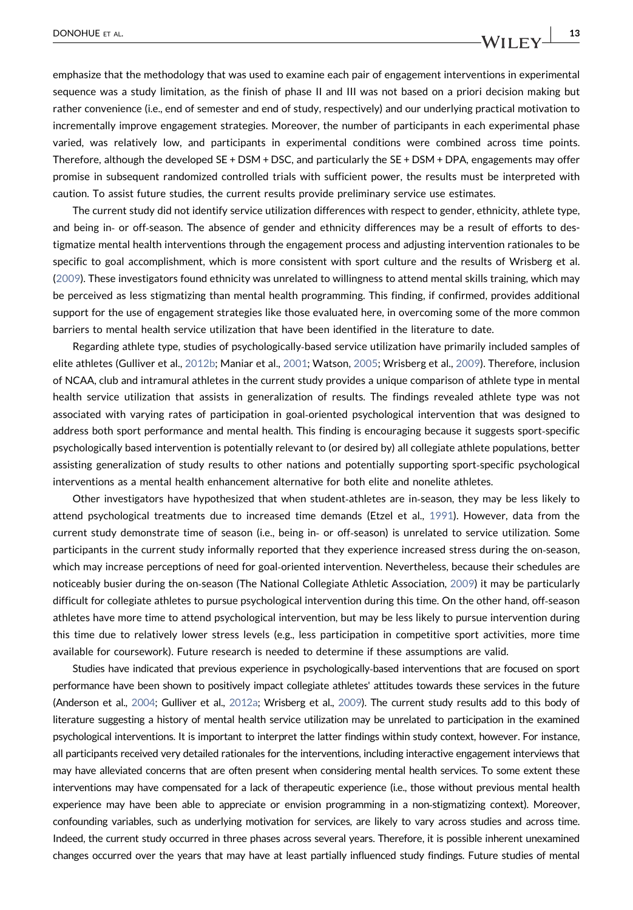emphasize that the methodology that was used to examine each pair of engagement interventions in experimental sequence was a study limitation, as the finish of phase II and III was not based on a priori decision making but rather convenience (i.e., end of semester and end of study, respectively) and our underlying practical motivation to incrementally improve engagement strategies. Moreover, the number of participants in each experimental phase varied, was relatively low, and participants in experimental conditions were combined across time points. Therefore, although the developed SE + DSM + DSC, and particularly the SE + DSM + DPA, engagements may offer promise in subsequent randomized controlled trials with sufficient power, the results must be interpreted with caution. To assist future studies, the current results provide preliminary service use estimates.

The current study did not identify service utilization differences with respect to gender, ethnicity, athlete type, and being in- or off-season. The absence of gender and ethnicity differences may be a result of efforts to destigmatize mental health interventions through the engagement process and adjusting intervention rationales to be specific to goal accomplishment, which is more consistent with sport culture and the results of Wrisberg et al. (2009). These investigators found ethnicity was unrelated to willingness to attend mental skills training, which may be perceived as less stigmatizing than mental health programming. This finding, if confirmed, provides additional support for the use of engagement strategies like those evaluated here, in overcoming some of the more common barriers to mental health service utilization that have been identified in the literature to date.

Regarding athlete type, studies of psychologically-based service utilization have primarily included samples of elite athletes (Gulliver et al., 2012b; Maniar et al., 2001; Watson, 2005; Wrisberg et al., 2009). Therefore, inclusion of NCAA, club and intramural athletes in the current study provides a unique comparison of athlete type in mental health service utilization that assists in generalization of results. The findings revealed athlete type was not associated with varying rates of participation in goal-oriented psychological intervention that was designed to address both sport performance and mental health. This finding is encouraging because it suggests sport-specific psychologically based intervention is potentially relevant to (or desired by) all collegiate athlete populations, better assisting generalization of study results to other nations and potentially supporting sport-specific psychological interventions as a mental health enhancement alternative for both elite and nonelite athletes.

Other investigators have hypothesized that when student-athletes are in-season, they may be less likely to attend psychological treatments due to increased time demands (Etzel et al., 1991). However, data from the current study demonstrate time of season (i.e., being in- or off-season) is unrelated to service utilization. Some participants in the current study informally reported that they experience increased stress during the on-season, which may increase perceptions of need for goal-oriented intervention. Nevertheless, because their schedules are noticeably busier during the on-season (The National Collegiate Athletic Association, 2009) it may be particularly difficult for collegiate athletes to pursue psychological intervention during this time. On the other hand, off-season athletes have more time to attend psychological intervention, but may be less likely to pursue intervention during this time due to relatively lower stress levels (e.g., less participation in competitive sport activities, more time available for coursework). Future research is needed to determine if these assumptions are valid.

Studies have indicated that previous experience in psychologically-based interventions that are focused on sport performance have been shown to positively impact collegiate athletes' attitudes towards these services in the future (Anderson et al., 2004; Gulliver et al., 2012a; Wrisberg et al., 2009). The current study results add to this body of literature suggesting a history of mental health service utilization may be unrelated to participation in the examined psychological interventions. It is important to interpret the latter findings within study context, however. For instance, all participants received very detailed rationales for the interventions, including interactive engagement interviews that may have alleviated concerns that are often present when considering mental health services. To some extent these interventions may have compensated for a lack of therapeutic experience (i.e., those without previous mental health experience may have been able to appreciate or envision programming in a non-stigmatizing context). Moreover, confounding variables, such as underlying motivation for services, are likely to vary across studies and across time. Indeed, the current study occurred in three phases across several years. Therefore, it is possible inherent unexamined changes occurred over the years that may have at least partially influenced study findings. Future studies of mental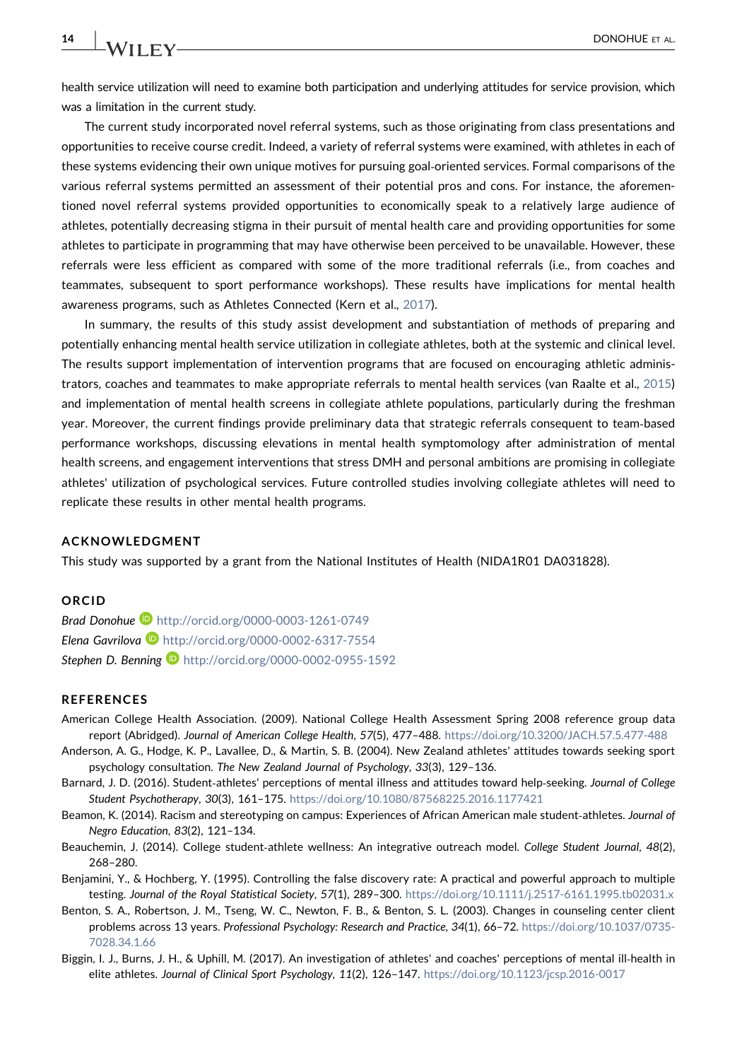health service utilization will need to examine both participation and underlying attitudes for service provision, which was a limitation in the current study.

The current study incorporated novel referral systems, such as those originating from class presentations and opportunities to receive course credit. Indeed, a variety of referral systems were examined, with athletes in each of these systems evidencing their own unique motives for pursuing goal-oriented services. Formal comparisons of the various referral systems permitted an assessment of their potential pros and cons. For instance, the aforementioned novel referral systems provided opportunities to economically speak to a relatively large audience of athletes, potentially decreasing stigma in their pursuit of mental health care and providing opportunities for some athletes to participate in programming that may have otherwise been perceived to be unavailable. However, these referrals were less efficient as compared with some of the more traditional referrals (i.e., from coaches and teammates, subsequent to sport performance workshops). These results have implications for mental health awareness programs, such as Athletes Connected (Kern et al., 2017).

In summary, the results of this study assist development and substantiation of methods of preparing and potentially enhancing mental health service utilization in collegiate athletes, both at the systemic and clinical level. The results support implementation of intervention programs that are focused on encouraging athletic administrators, coaches and teammates to make appropriate referrals to mental health services (van Raalte et al., 2015) and implementation of mental health screens in collegiate athlete populations, particularly during the freshman year. Moreover, the current findings provide preliminary data that strategic referrals consequent to team-based performance workshops, discussing elevations in mental health symptomology after administration of mental health screens, and engagement interventions that stress DMH and personal ambitions are promising in collegiate athletes' utilization of psychological services. Future controlled studies involving collegiate athletes will need to replicate these results in other mental health programs.

## ACKNOWLEDGMENT

This study was supported by a grant from the National Institutes of Health (NIDA1R01 DA031828).

## ORCID

*Brad Donohue* http://orcid.org/0000-0003-1261-0749
*Elena Gavrilova* http://orcid.org/0000-0002-6317-7554
*Stephen D. Benning* http://orcid.org/0000-0002-0955-1592

## REFERENCES

American College Health Association. (2009). National College Health Assessment Spring 2008 reference group data report (Abridged). *Journal of American College Health*, *57*(5), 477–488. https://doi.org/10.3200/JACH.57.5.477-488

Anderson, A. G., Hodge, K. P., Lavallee, D., & Martin, S. B. (2004). New Zealand athletes' attitudes towards seeking sport psychology consultation. *The New Zealand Journal of Psychology*, *33*(3), 129–136.

Barnard, J. D. (2016). Student-athletes' perceptions of mental illness and attitudes toward help-seeking. *Journal of College Student Psychotherapy*, *30*(3), 161–175. https://doi.org/10.1080/87568225.2016.1177421

Beamon, K. (2014). Racism and stereotyping on campus: Experiences of African American male student-athletes. *Journal of Negro Education*, *83*(2), 121–134.

Beauchemin, J. (2014). College student-athlete wellness: An integrative outreach model. *College Student Journal*, *48*(2), 268–280.

Benjamini, Y., & Hochberg, Y. (1995). Controlling the false discovery rate: A practical and powerful approach to multiple testing. *Journal of the Royal Statistical Society*, *57*(1), 289–300. https://doi.org/10.1111/j.2517-6161.1995.tb02031.x

Benton, S. A., Robertson, J. M., Tseng, W. C., Newton, F. B., & Benton, S. L. (2003). Changes in counseling center client problems across 13 years. *Professional Psychology: Research and Practice*, *34*(1), 66–72. https://doi.org/10.1037/0735-7028.34.1.66

Biggin, I. J., Burns, J. H., & Uphill, M. (2017). An investigation of athletes' and coaches' perceptions of mental ill-health in elite athletes. *Journal of Clinical Sport Psychology*, *11*(2), 126–147. https://doi.org/10.1123/jcsp.2016-0017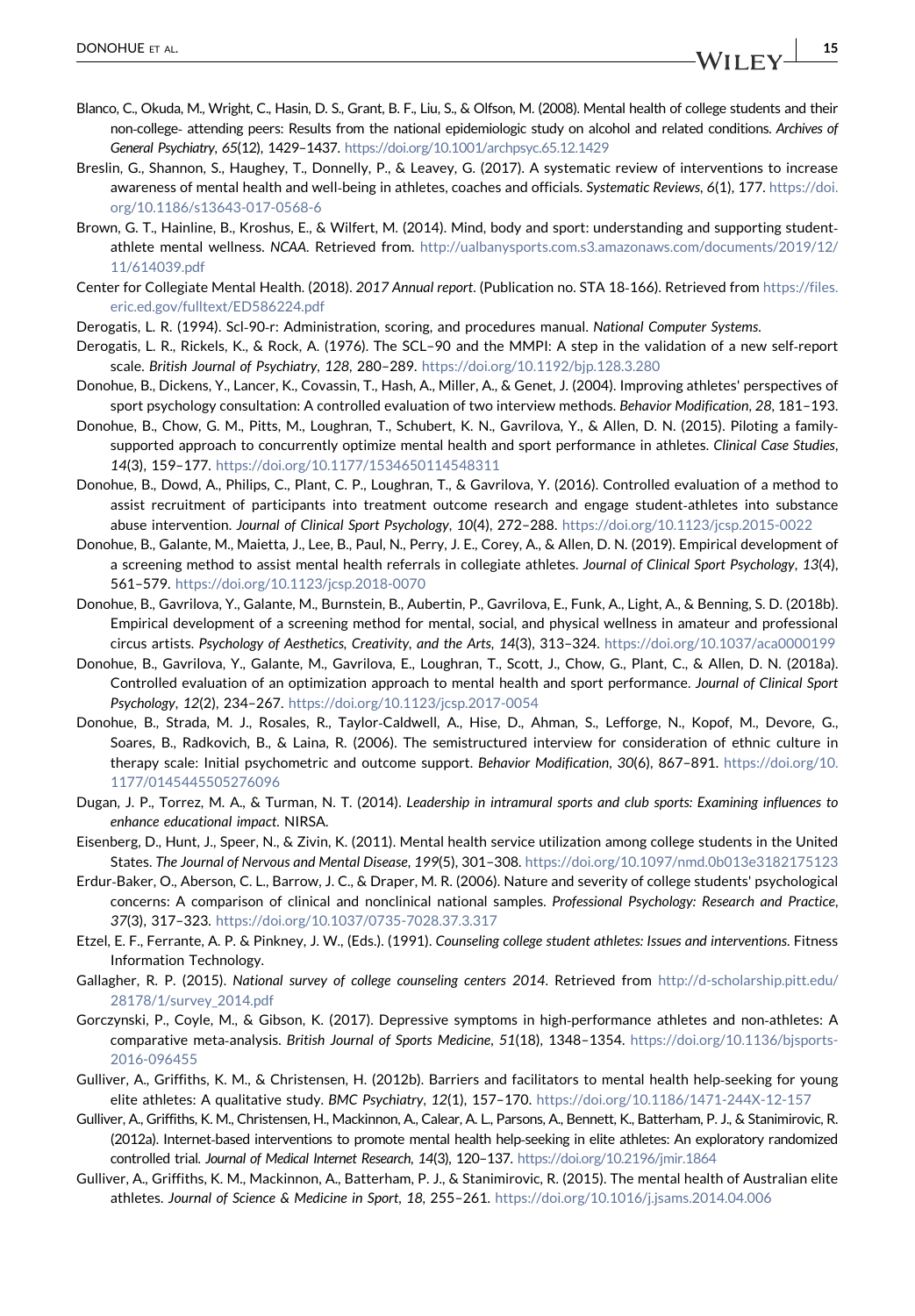Blanco, C., Okuda, M., Wright, C., Hasin, D. S., Grant, B. F., Liu, S., & Olfson, M. (2008). Mental health of college students and their non-college- attending peers: Results from the national epidemiologic study on alcohol and related conditions. *Archives of General Psychiatry*, *65*(12), 1429–1437. https://doi.org/10.1001/archpsyc.65.12.1429

Breslin, G., Shannon, S., Haughey, T., Donnelly, P., & Leavey, G. (2017). A systematic review of interventions to increase awareness of mental health and well-being in athletes, coaches and officials. *Systematic Reviews*, *6*(1), 177. https://doi.org/10.1186/s13643-017-0568-6

Brown, G. T., Hainline, B., Kroshus, E., & Wilfert, M. (2014). Mind, body and sport: understanding and supporting student-athlete mental wellness. *NCAA*. Retrieved from. http://ualbanysports.com.s3.amazonaws.com/documents/2019/12/11/614039.pdf

Center for Collegiate Mental Health. (2018). *2017 Annual report*. (Publication no. STA 18-166). Retrieved from https://files.eric.ed.gov/fulltext/ED586224.pdf

Derogatis, L. R. (1994). Scl-90-r: Administration, scoring, and procedures manual. *National Computer Systems*.

Derogatis, L. R., Rickels, K., & Rock, A. (1976). The SCL–90 and the MMPI: A step in the validation of a new self-report scale. *British Journal of Psychiatry*, *128*, 280–289. https://doi.org/10.1192/bjp.128.3.280

Donohue, B., Dickens, Y., Lancer, K., Covassin, T., Hash, A., Miller, A., & Genet, J. (2004). Improving athletes' perspectives of sport psychology consultation: A controlled evaluation of two interview methods. *Behavior Modification*, *28*, 181–193.

Donohue, B., Chow, G. M., Pitts, M., Loughran, T., Schubert, K. N., Gavrilova, Y., & Allen, D. N. (2015). Piloting a family-supported approach to concurrently optimize mental health and sport performance in athletes. *Clinical Case Studies*, *14*(3), 159–177. https://doi.org/10.1177/1534650114548311

Donohue, B., Dowd, A., Philips, C., Plant, C. P., Loughran, T., & Gavrilova, Y. (2016). Controlled evaluation of a method to assist recruitment of participants into treatment outcome research and engage student-athletes into substance abuse intervention. *Journal of Clinical Sport Psychology*, *10*(4), 272–288. https://doi.org/10.1123/jcsp.2015-0022

Donohue, B., Galante, M., Maietta, J., Lee, B., Paul, N., Perry, J. E., Corey, A., & Allen, D. N. (2019). Empirical development of a screening method to assist mental health referrals in collegiate athletes. *Journal of Clinical Sport Psychology*, *13*(4), 561–579. https://doi.org/10.1123/jcsp.2018-0070

Donohue, B., Gavrilova, Y., Galante, M., Burnstein, B., Aubertin, P., Gavrilova, E., Funk, A., Light, A., & Benning, S. D. (2018b). Empirical development of a screening method for mental, social, and physical wellness in amateur and professional circus artists. *Psychology of Aesthetics, Creativity, and the Arts*, *14*(3), 313–324. https://doi.org/10.1037/aca0000199

Donohue, B., Gavrilova, Y., Galante, M., Gavrilova, E., Loughran, T., Scott, J., Chow, G., Plant, C., & Allen, D. N. (2018a). Controlled evaluation of an optimization approach to mental health and sport performance. *Journal of Clinical Sport Psychology*, *12*(2), 234–267. https://doi.org/10.1123/jcsp.2017-0054

Donohue, B., Strada, M. J., Rosales, R., Taylor-Caldwell, A., Hise, D., Ahman, S., Lefforge, N., Kopof, M., Devore, G., Soares, B., Radkovich, B., & Laina, R. (2006). The semistructured interview for consideration of ethnic culture in therapy scale: Initial psychometric and outcome support. *Behavior Modification*, *30*(6), 867–891. https://doi.org/10.1177/0145445505276096

Dugan, J. P., Torrez, M. A., & Turman, N. T. (2014). *Leadership in intramural sports and club sports: Examining influences to enhance educational impact*. NIRSA.

Eisenberg, D., Hunt, J., Speer, N., & Zivin, K. (2011). Mental health service utilization among college students in the United States. *The Journal of Nervous and Mental Disease*, *199*(5), 301–308. https://doi.org/10.1097/nmd.0b013e3182175123

Erdur-Baker, O., Aberson, C. L., Barrow, J. C., & Draper, M. R. (2006). Nature and severity of college students' psychological concerns: A comparison of clinical and nonclinical national samples. *Professional Psychology: Research and Practice*, *37*(3), 317–323. https://doi.org/10.1037/0735-7028.37.3.317

Etzel, E. F., Ferrante, A. P. & Pinkney, J. W., (Eds.). (1991). *Counseling college student athletes: Issues and interventions*. Fitness Information Technology.

Gallagher, R. P. (2015). *National survey of college counseling centers 2014*. Retrieved from http://d-scholarship.pitt.edu/28178/1/survey_2014.pdf

Gorczynski, P., Coyle, M., & Gibson, K. (2017). Depressive symptoms in high-performance athletes and non-athletes: A comparative meta-analysis. *British Journal of Sports Medicine*, *51*(18), 1348–1354. https://doi.org/10.1136/bjsports-2016-096455

Gulliver, A., Griffiths, K. M., & Christensen, H. (2012b). Barriers and facilitators to mental health help-seeking for young elite athletes: A qualitative study. *BMC Psychiatry*, *12*(1), 157–170. https://doi.org/10.1186/1471-244X-12-157

Gulliver, A., Griffiths, K. M., Christensen, H., Mackinnon, A., Calear, A. L., Parsons, A., Bennett, K., Batterham, P. J., & Stanimirovic, R. (2012a). Internet-based interventions to promote mental health help-seeking in elite athletes: An exploratory randomized controlled trial. *Journal of Medical Internet Research*, *14*(3), 120–137. https://doi.org/10.2196/jmir.1864

Gulliver, A., Griffiths, K. M., Mackinnon, A., Batterham, P. J., & Stanimirovic, R. (2015). The mental health of Australian elite athletes. *Journal of Science & Medicine in Sport*, *18*, 255–261. https://doi.org/10.1016/j.jsams.2014.04.006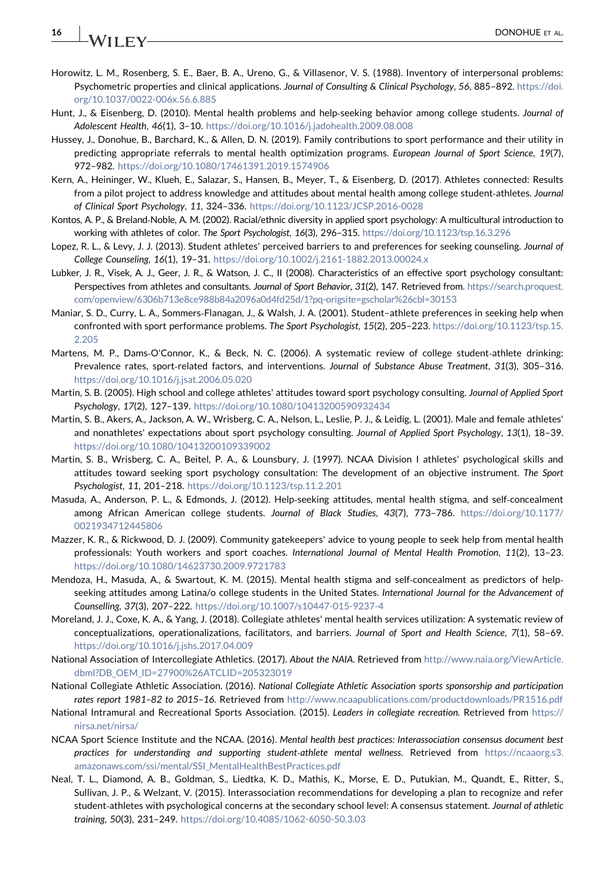Horowitz, L. M., Rosenberg, S. E., Baer, B. A., Ureno, G., & Villasenor, V. S. (1988). Inventory of interpersonal problems: Psychometric properties and clinical applications. *Journal of Consulting & Clinical Psychology*, *56*, 885–892. https://doi.org/10.1037/0022-006x.56.6.885

Hunt, J., & Eisenberg, D. (2010). Mental health problems and help-seeking behavior among college students. *Journal of Adolescent Health*, *46*(1), 3–10. https://doi.org/10.1016/j.jadohealth.2009.08.008

Hussey, J., Donohue, B., Barchard, K., & Allen, D. N. (2019). Family contributions to sport performance and their utility in predicting appropriate referrals to mental health optimization programs. *European Journal of Sport Science*, *19*(7), 972–982. https://doi.org/10.1080/17461391.2019.1574906

Kern, A., Heininger, W., Klueh, E., Salazar, S., Hansen, B., Meyer, T., & Eisenberg, D. (2017). Athletes connected: Results from a pilot project to address knowledge and attitudes about mental health among college student-athletes. *Journal of Clinical Sport Psychology*, *11*, 324–336. https://doi.org/10.1123/JCSP.2016-0028

Kontos, A. P., & Breland-Noble, A. M. (2002). Racial/ethnic diversity in applied sport psychology: A multicultural introduction to working with athletes of color. *The Sport Psychologist*, *16*(3), 296–315. https://doi.org/10.1123/tsp.16.3.296

Lopez, R. L., & Levy, J. J. (2013). Student athletes' perceived barriers to and preferences for seeking counseling. *Journal of College Counseling*, *16*(1), 19–31. https://doi.org/10.1002/j.2161-1882.2013.00024.x

Lubker, J. R., Visek, A. J., Geer, J. R., & Watson, J. C., II (2008). Characteristics of an effective sport psychology consultant: Perspectives from athletes and consultants. *Journal of Sport Behavior*, *31*(2), 147. Retrieved from. https://search.proquest.com/openview/6306b713e8ce988b84a2096a0d4fd25d/1?pq-origsite=gscholar%26cbl=30153

Maniar, S. D., Curry, L. A., Sommers-Flanagan, J., & Walsh, J. A. (2001). Student–athlete preferences in seeking help when confronted with sport performance problems. *The Sport Psychologist*, *15*(2), 205–223. https://doi.org/10.1123/tsp.15.2.205

Martens, M. P., Dams-O'Connor, K., & Beck, N. C. (2006). A systematic review of college student-athlete drinking: Prevalence rates, sport-related factors, and interventions. *Journal of Substance Abuse Treatment*, *31*(3), 305–316. https://doi.org/10.1016/j.jsat.2006.05.020

Martin, S. B. (2005). High school and college athletes' attitudes toward sport psychology consulting. *Journal of Applied Sport Psychology*, *17*(2), 127–139. https://doi.org/10.1080/10413200590932434

Martin, S. B., Akers, A., Jackson, A. W., Wrisberg, C. A., Nelson, L., Leslie, P. J., & Leidig, L. (2001). Male and female athletes' and nonathletes' expectations about sport psychology consulting. *Journal of Applied Sport Psychology*, *13*(1), 18–39. https://doi.org/10.1080/10413200109339002

Martin, S. B., Wrisberg, C. A., Beitel, P. A., & Lounsbury, J. (1997). NCAA Division I athletes' psychological skills and attitudes toward seeking sport psychology consultation: The development of an objective instrument. *The Sport Psychologist*, *11*, 201–218. https://doi.org/10.1123/tsp.11.2.201

Masuda, A., Anderson, P. L., & Edmonds, J. (2012). Help-seeking attitudes, mental health stigma, and self-concealment among African American college students. *Journal of Black Studies*, *43*(7), 773–786. https://doi.org/10.1177/0021934712445806

Mazzer, K. R., & Rickwood, D. J. (2009). Community gatekeepers' advice to young people to seek help from mental health professionals: Youth workers and sport coaches. *International Journal of Mental Health Promotion*, *11*(2), 13–23. https://doi.org/10.1080/14623730.2009.9721783

Mendoza, H., Masuda, A., & Swartout, K. M. (2015). Mental health stigma and self-concealment as predictors of help-seeking attitudes among Latina/o college students in the United States. *International Journal for the Advancement of Counselling*, *37*(3), 207–222. https://doi.org/10.1007/s10447-015-9237-4

Moreland, J. J., Coxe, K. A., & Yang, J. (2018). Collegiate athletes' mental health services utilization: A systematic review of conceptualizations, operationalizations, facilitators, and barriers. *Journal of Sport and Health Science*, *7*(1), 58–69. https://doi.org/10.1016/j.jshs.2017.04.009

National Association of Intercollegiate Athletics. (2017). *About the NAIA*. Retrieved from http://www.naia.org/ViewArticle.dbml?DB_OEM_ID=27900%26ATCLID=205323019

National Collegiate Athletic Association. (2016). *National Collegiate Athletic Association sports sponsorship and participation rates report 1981–82 to 2015–16*. Retrieved from http://www.ncaapublications.com/productdownloads/PR1516.pdf

National Intramural and Recreational Sports Association. (2015). *Leaders in collegiate recreation*. Retrieved from https://nirsa.net/nirsa/

NCAA Sport Science Institute and the NCAA. (2016). *Mental health best practices: Interassociation consensus document best practices for understanding and supporting student-athlete mental wellness*. Retrieved from https://ncaaorg.s3.amazonaws.com/ssi/mental/SSI_MentalHealthBestPractices.pdf

Neal, T. L., Diamond, A. B., Goldman, S., Liedtka, K. D., Mathis, K., Morse, E. D., Putukian, M., Quandt, E., Ritter, S., Sullivan, J. P., & Welzant, V. (2015). Interassociation recommendations for developing a plan to recognize and refer student-athletes with psychological concerns at the secondary school level: A consensus statement. *Journal of athletic training*, *50*(3), 231–249. https://doi.org/10.4085/1062-6050-50.3.03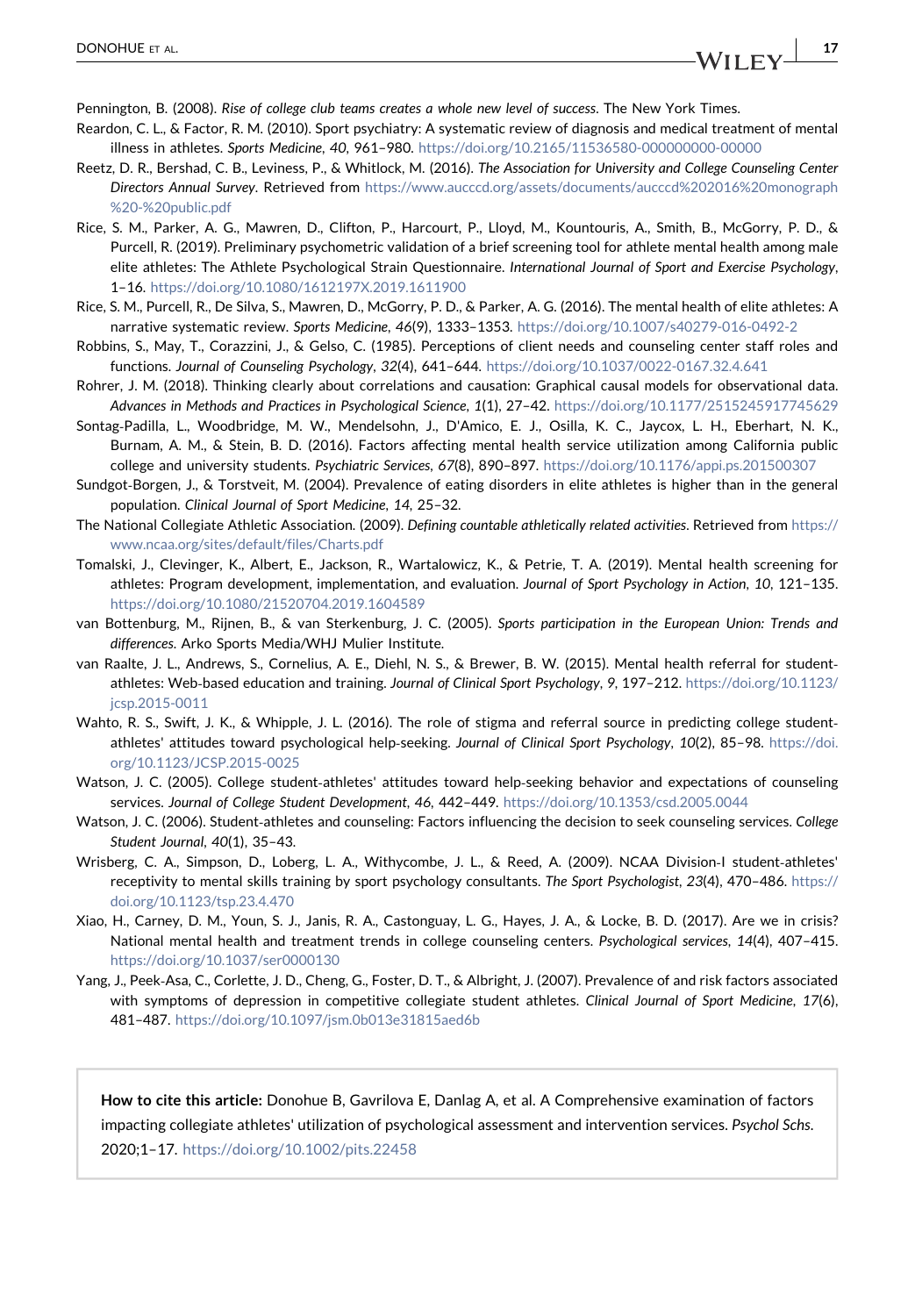Pennington, B. (2008). *Rise of college club teams creates a whole new level of success*. The New York Times.

Reardon, C. L., & Factor, R. M. (2010). Sport psychiatry: A systematic review of diagnosis and medical treatment of mental illness in athletes. *Sports Medicine*, *40*, 961–980. https://doi.org/10.2165/11536580-000000000-00000

Reetz, D. R., Bershad, C. B., Leviness, P., & Whitlock, M. (2016). *The Association for University and College Counseling Center Directors Annual Survey*. Retrieved from https://www.aucccd.org/assets/documents/aucccd%202016%20monograph%20-%20public.pdf

Rice, S. M., Parker, A. G., Mawren, D., Clifton, P., Harcourt, P., Lloyd, M., Kountouris, A., Smith, B., McGorry, P. D., & Purcell, R. (2019). Preliminary psychometric validation of a brief screening tool for athlete mental health among male elite athletes: The Athlete Psychological Strain Questionnaire. *International Journal of Sport and Exercise Psychology*, 1–16. https://doi.org/10.1080/1612197X.2019.1611900

Rice, S. M., Purcell, R., De Silva, S., Mawren, D., McGorry, P. D., & Parker, A. G. (2016). The mental health of elite athletes: A narrative systematic review. *Sports Medicine*, *46*(9), 1333–1353. https://doi.org/10.1007/s40279-016-0492-2

Robbins, S., May, T., Corazzini, J., & Gelso, C. (1985). Perceptions of client needs and counseling center staff roles and functions. *Journal of Counseling Psychology*, *32*(4), 641–644. https://doi.org/10.1037/0022-0167.32.4.641

Rohrer, J. M. (2018). Thinking clearly about correlations and causation: Graphical causal models for observational data. *Advances in Methods and Practices in Psychological Science*, *1*(1), 27–42. https://doi.org/10.1177/2515245917745629

Sontag-Padilla, L., Woodbridge, M. W., Mendelsohn, J., D'Amico, E. J., Osilla, K. C., Jaycox, L. H., Eberhart, N. K., Burnam, A. M., & Stein, B. D. (2016). Factors affecting mental health service utilization among California public college and university students. *Psychiatric Services*, *67*(8), 890–897. https://doi.org/10.1176/appi.ps.201500307

Sundgot-Borgen, J., & Torstveit, M. (2004). Prevalence of eating disorders in elite athletes is higher than in the general population. *Clinical Journal of Sport Medicine*, *14*, 25–32.

The National Collegiate Athletic Association. (2009). *Defining countable athletically related activities*. Retrieved from https://www.ncaa.org/sites/default/files/Charts.pdf

Tomalski, J., Clevinger, K., Albert, E., Jackson, R., Wartalowicz, K., & Petrie, T. A. (2019). Mental health screening for athletes: Program development, implementation, and evaluation. *Journal of Sport Psychology in Action*, *10*, 121–135. https://doi.org/10.1080/21520704.2019.1604589

van Bottenburg, M., Rijnen, B., & van Sterkenburg, J. C. (2005). *Sports participation in the European Union: Trends and differences*. Arko Sports Media/WHJ Mulier Institute.

van Raalte, J. L., Andrews, S., Cornelius, A. E., Diehl, N. S., & Brewer, B. W. (2015). Mental health referral for student-athletes: Web-based education and training. *Journal of Clinical Sport Psychology*, *9*, 197–212. https://doi.org/10.1123/jcsp.2015-0011

Wahto, R. S., Swift, J. K., & Whipple, J. L. (2016). The role of stigma and referral source in predicting college student-athletes' attitudes toward psychological help-seeking. *Journal of Clinical Sport Psychology*, *10*(2), 85–98. https://doi.org/10.1123/JCSP.2015-0025

Watson, J. C. (2005). College student-athletes' attitudes toward help-seeking behavior and expectations of counseling services. *Journal of College Student Development*, *46*, 442–449. https://doi.org/10.1353/csd.2005.0044

Watson, J. C. (2006). Student-athletes and counseling: Factors influencing the decision to seek counseling services. *College Student Journal*, *40*(1), 35–43.

Wrisberg, C. A., Simpson, D., Loberg, L. A., Withycombe, J. L., & Reed, A. (2009). NCAA Division-I student-athletes' receptivity to mental skills training by sport psychology consultants. *The Sport Psychologist*, *23*(4), 470–486. https://doi.org/10.1123/tsp.23.4.470

Xiao, H., Carney, D. M., Youn, S. J., Janis, R. A., Castonguay, L. G., Hayes, J. A., & Locke, B. D. (2017). Are we in crisis? National mental health and treatment trends in college counseling centers. *Psychological services*, *14*(4), 407–415. https://doi.org/10.1037/ser0000130

Yang, J., Peek-Asa, C., Corlette, J. D., Cheng, G., Foster, D. T., & Albright, J. (2007). Prevalence of and risk factors associated with symptoms of depression in competitive collegiate student athletes. *Clinical Journal of Sport Medicine*, *17*(6), 481–487. https://doi.org/10.1097/jsm.0b013e31815aed6b

**How to cite this article:** Donohue B, Gavrilova E, Danlag A, et al. A Comprehensive examination of factors impacting collegiate athletes' utilization of psychological assessment and intervention services. *Psychol Schs*. 2020;1–17. https://doi.org/10.1002/pits.22458